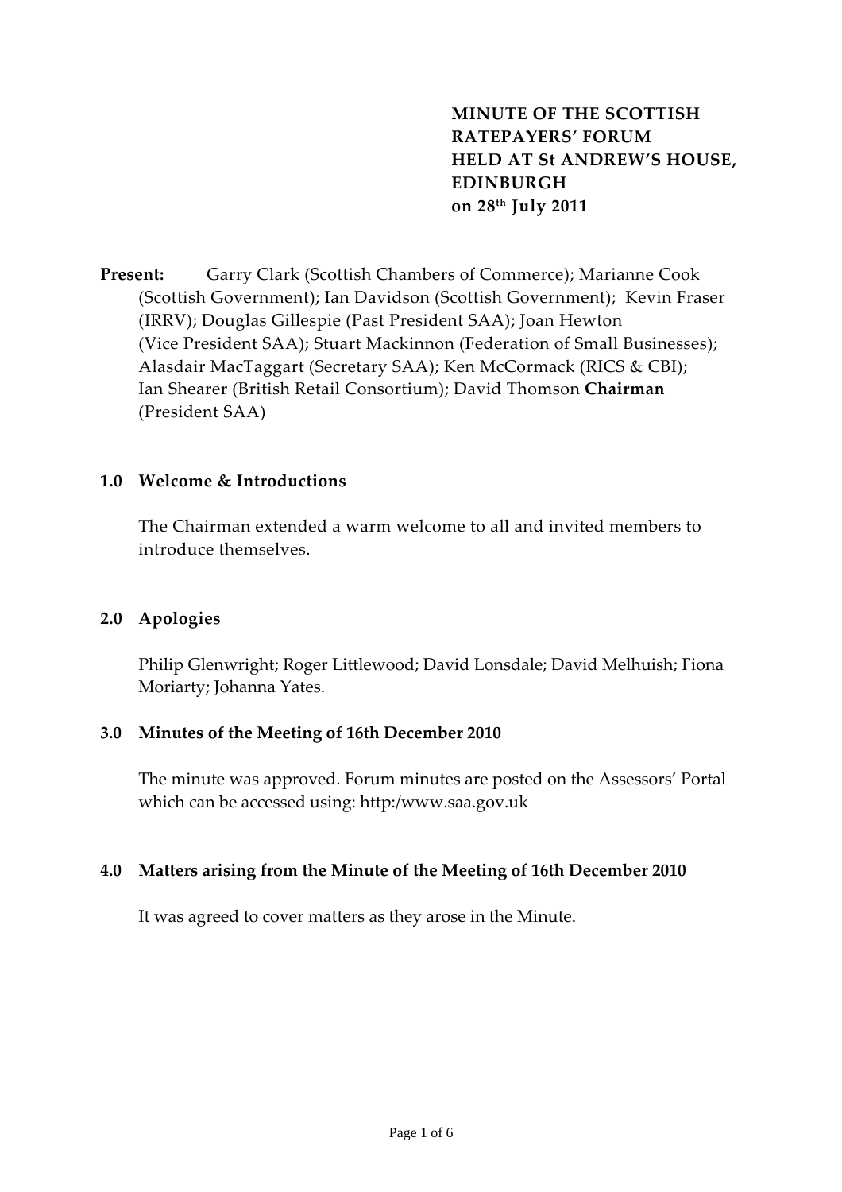# MINUTE OF THE SCOTTISH RATEPAYERS' FORUM HELD AT St ANDREW'S HOUSE, EDINBURGH on 28th July 2011

**Present:** Garry Clark (Scottish Chambers of Commerce); Marianne Cook (Scottish Government); Ian Davidson (Scottish Government); Kevin Fraser (IRRV); Douglas Gillespie (Past President SAA); Joan Hewton (Vice President SAA); Stuart Mackinnon (Federation of Small Businesses); Alasdair MacTaggart (Secretary SAA); Ken McCormack (RICS & CBI); Ian Shearer (British Retail Consortium); David Thomson **Chairman** (President SAA)

## 1.0 Welcome & Introductions

The Chairman extended a warm welcome to all and invited members to introduce themselves.

## 2.0 Apologies

Philip Glenwright; Roger Littlewood; David Lonsdale; David Melhuish; Fiona Moriarty; Johanna Yates.

## 3.0 Minutes of the Meeting of 16th December 2010

The minute was approved. Forum minutes are posted on the Assessors' Portal which can be accessed using: http:/www.saa.gov.uk

## 4.0 Matters arising from the Minute of the Meeting of 16th December 2010

It was agreed to cover matters as they arose in the Minute.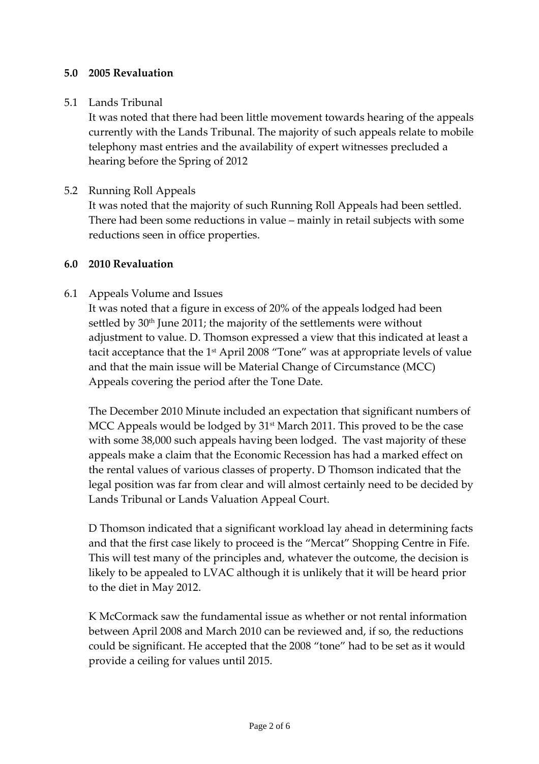## 5.0 2005 Revaluation

5.1 Lands Tribunal

It was noted that there had been little movement towards hearing of the appeals currently with the Lands Tribunal. The majority of such appeals relate to mobile telephony mast entries and the availability of expert witnesses precluded a hearing before the Spring of 2012

5.2 Running Roll Appeals

It was noted that the majority of such Running Roll Appeals had been settled. There had been some reductions in value – mainly in retail subjects with some reductions seen in office properties.

## 6.0 2010 Revaluation

6.1 Appeals Volume and Issues

It was noted that a figure in excess of 20% of the appeals lodged had been settled by 30th June 2011; the majority of the settlements were without adjustment to value. D. Thomson expressed a view that this indicated at least a tacit acceptance that the 1st April 2008 "Tone" was at appropriate levels of value and that the main issue will be Material Change of Circumstance (MCC) Appeals covering the period after the Tone Date.

The December 2010 Minute included an expectation that significant numbers of MCC Appeals would be lodged by 31st March 2011. This proved to be the case with some 38,000 such appeals having been lodged. The vast majority of these appeals make a claim that the Economic Recession has had a marked effect on the rental values of various classes of property. D Thomson indicated that the legal position was far from clear and will almost certainly need to be decided by Lands Tribunal or Lands Valuation Appeal Court.

D Thomson indicated that a significant workload lay ahead in determining facts and that the first case likely to proceed is the "Mercat" Shopping Centre in Fife. This will test many of the principles and, whatever the outcome, the decision is likely to be appealed to LVAC although it is unlikely that it will be heard prior to the diet in May 2012.

K McCormack saw the fundamental issue as whether or not rental information between April 2008 and March 2010 can be reviewed and, if so, the reductions could be significant. He accepted that the 2008 "tone" had to be set as it would provide a ceiling for values until 2015.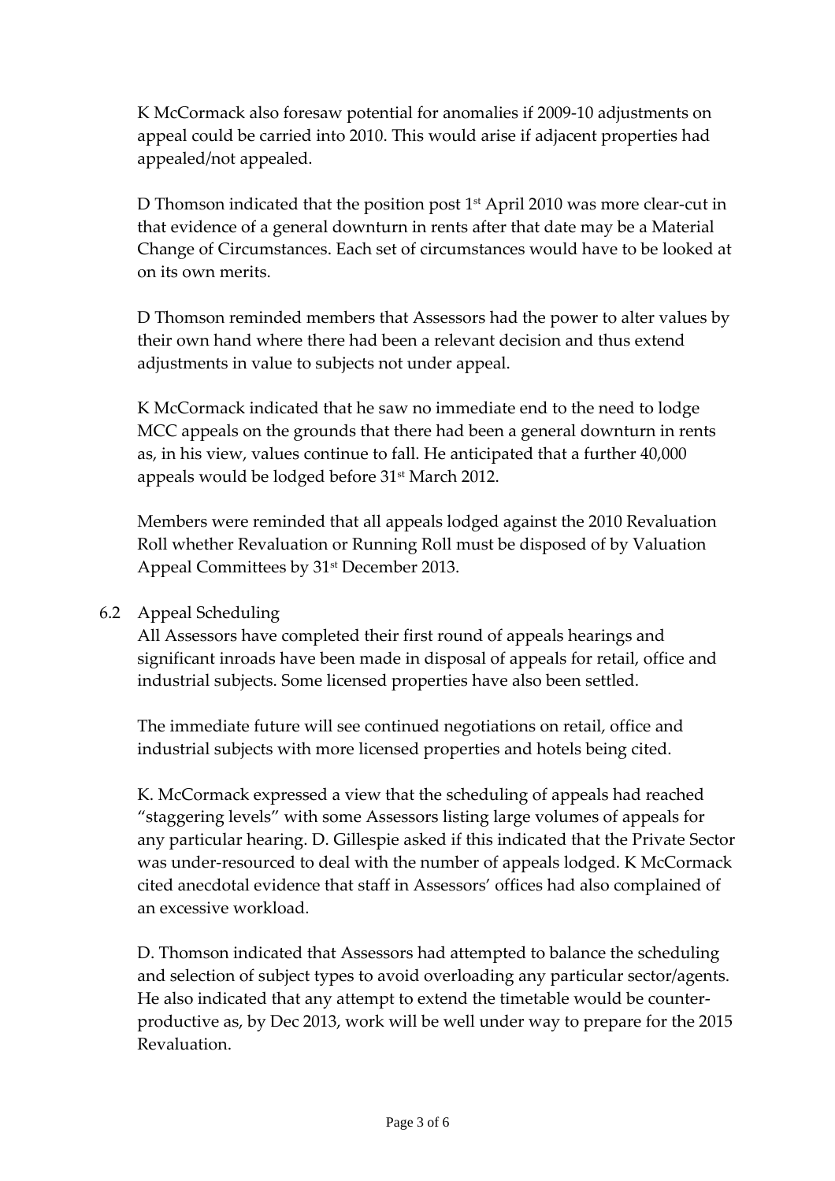K McCormack also foresaw potential for anomalies if 2009-10 adjustments on appeal could be carried into 2010. This would arise if adjacent properties had appealed/not appealed.

D Thomson indicated that the position post 1st April 2010 was more clear-cut in that evidence of a general downturn in rents after that date may be a Material Change of Circumstances. Each set of circumstances would have to be looked at on its own merits.

D Thomson reminded members that Assessors had the power to alter values by their own hand where there had been a relevant decision and thus extend adjustments in value to subjects not under appeal.

K McCormack indicated that he saw no immediate end to the need to lodge MCC appeals on the grounds that there had been a general downturn in rents as, in his view, values continue to fall. He anticipated that a further 40,000 appeals would be lodged before 31st March 2012.

Members were reminded that all appeals lodged against the 2010 Revaluation Roll whether Revaluation or Running Roll must be disposed of by Valuation Appeal Committees by 31st December 2013.

6.2 Appeal Scheduling

All Assessors have completed their first round of appeals hearings and significant inroads have been made in disposal of appeals for retail, office and industrial subjects. Some licensed properties have also been settled.

The immediate future will see continued negotiations on retail, office and industrial subjects with more licensed properties and hotels being cited.

K. McCormack expressed a view that the scheduling of appeals had reached "staggering levels" with some Assessors listing large volumes of appeals for any particular hearing. D. Gillespie asked if this indicated that the Private Sector was under-resourced to deal with the number of appeals lodged. K McCormack cited anecdotal evidence that staff in Assessors' offices had also complained of an excessive workload.

D. Thomson indicated that Assessors had attempted to balance the scheduling and selection of subject types to avoid overloading any particular sector/agents. He also indicated that any attempt to extend the timetable would be counter-productive as, by Dec 2013, work will be well under way to prepare for the 2015 Revaluation.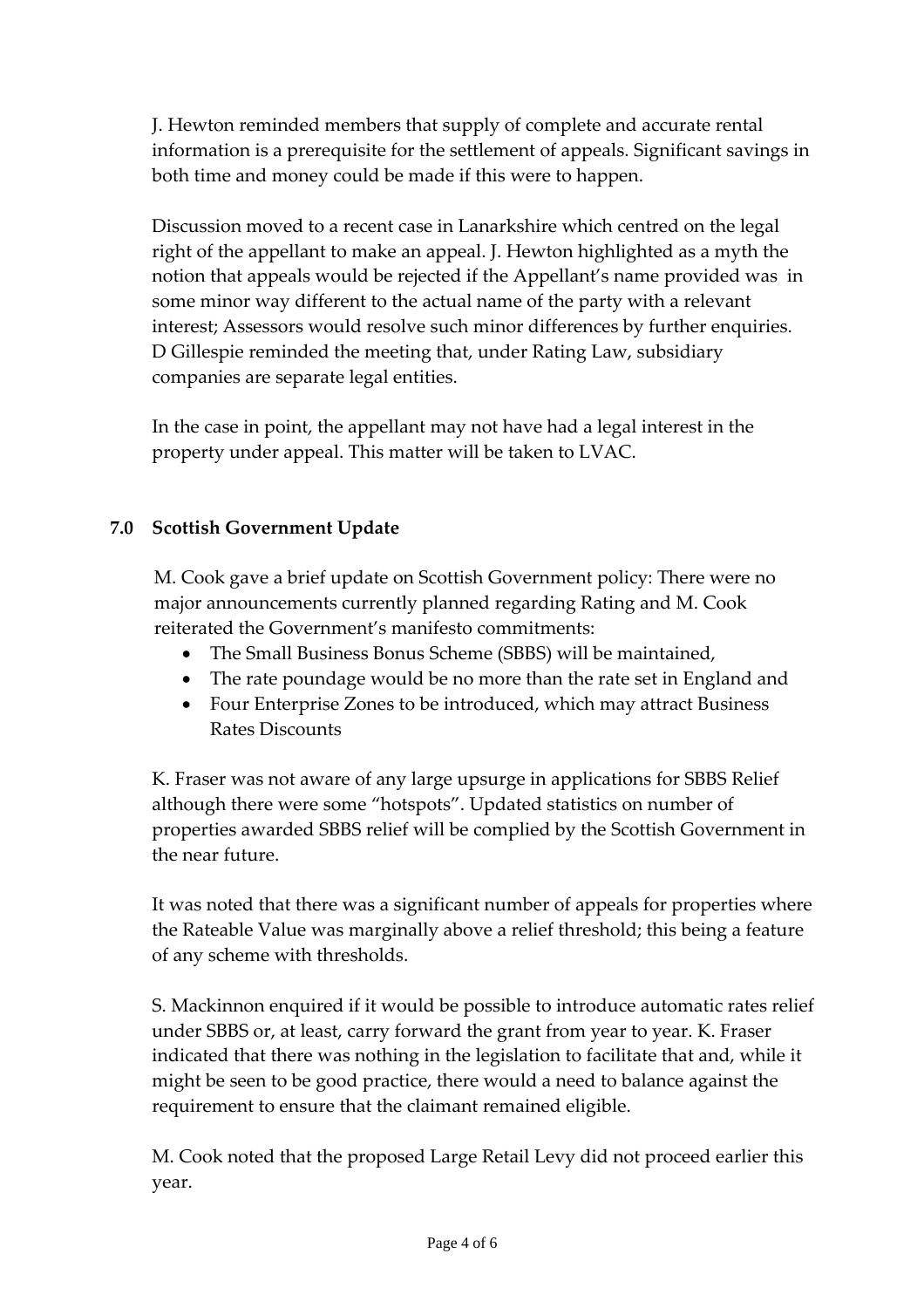J. Hewton reminded members that supply of complete and accurate rental information is a prerequisite for the settlement of appeals. Significant savings in both time and money could be made if this were to happen.

Discussion moved to a recent case in Lanarkshire which centred on the legal right of the appellant to make an appeal. J. Hewton highlighted as a myth the notion that appeals would be rejected if the Appellant's name provided was in some minor way different to the actual name of the party with a relevant interest; Assessors would resolve such minor differences by further enquiries. D Gillespie reminded the meeting that, under Rating Law, subsidiary companies are separate legal entities.

In the case in point, the appellant may not have had a legal interest in the property under appeal. This matter will be taken to LVAC.

## 7.0 Scottish Government Update

M. Cook gave a brief update on Scottish Government policy: There were no major announcements currently planned regarding Rating and M. Cook reiterated the Government's manifesto commitments:

- The Small Business Bonus Scheme (SBBS) will be maintained,
- The rate poundage would be no more than the rate set in England and
- Four Enterprise Zones to be introduced, which may attract Business Rates Discounts

K. Fraser was not aware of any large upsurge in applications for SBBS Relief although there were some "hotspots". Updated statistics on number of properties awarded SBBS relief will be complied by the Scottish Government in the near future.

It was noted that there was a significant number of appeals for properties where the Rateable Value was marginally above a relief threshold; this being a feature of any scheme with thresholds.

S. Mackinnon enquired if it would be possible to introduce automatic rates relief under SBBS or, at least, carry forward the grant from year to year. K. Fraser indicated that there was nothing in the legislation to facilitate that and, while it might be seen to be good practice, there would a need to balance against the requirement to ensure that the claimant remained eligible.

M. Cook noted that the proposed Large Retail Levy did not proceed earlier this year.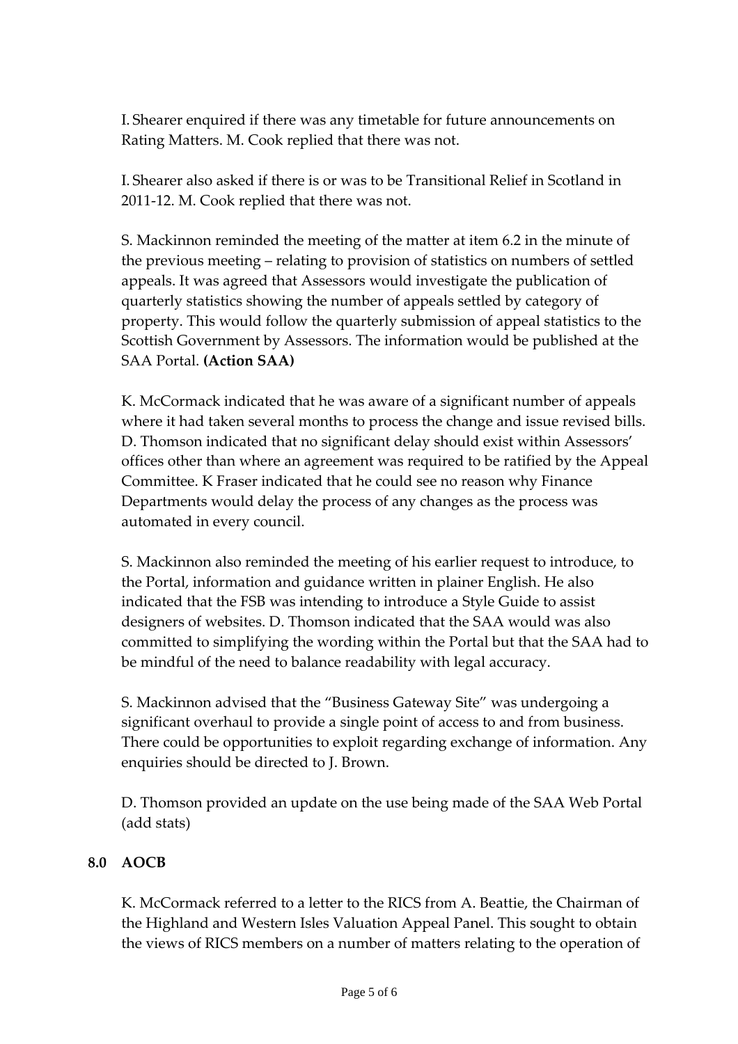I. Shearer enquired if there was any timetable for future announcements on Rating Matters. M. Cook replied that there was not.

I. Shearer also asked if there is or was to be Transitional Relief in Scotland in 2011-12. M. Cook replied that there was not.

S. Mackinnon reminded the meeting of the matter at item 6.2 in the minute of the previous meeting – relating to provision of statistics on numbers of settled appeals. It was agreed that Assessors would investigate the publication of quarterly statistics showing the number of appeals settled by category of property. This would follow the quarterly submission of appeal statistics to the Scottish Government by Assessors. The information would be published at the SAA Portal. **(Action SAA)**

K. McCormack indicated that he was aware of a significant number of appeals where it had taken several months to process the change and issue revised bills. D. Thomson indicated that no significant delay should exist within Assessors' offices other than where an agreement was required to be ratified by the Appeal Committee. K Fraser indicated that he could see no reason why Finance Departments would delay the process of any changes as the process was automated in every council.

S. Mackinnon also reminded the meeting of his earlier request to introduce, to the Portal, information and guidance written in plainer English. He also indicated that the FSB was intending to introduce a Style Guide to assist designers of websites. D. Thomson indicated that the SAA would was also committed to simplifying the wording within the Portal but that the SAA had to be mindful of the need to balance readability with legal accuracy.

S. Mackinnon advised that the "Business Gateway Site" was undergoing a significant overhaul to provide a single point of access to and from business. There could be opportunities to exploit regarding exchange of information. Any enquiries should be directed to J. Brown.

D. Thomson provided an update on the use being made of the SAA Web Portal (add stats)

## 8.0 AOCB

K. McCormack referred to a letter to the RICS from A. Beattie, the Chairman of the Highland and Western Isles Valuation Appeal Panel. This sought to obtain the views of RICS members on a number of matters relating to the operation of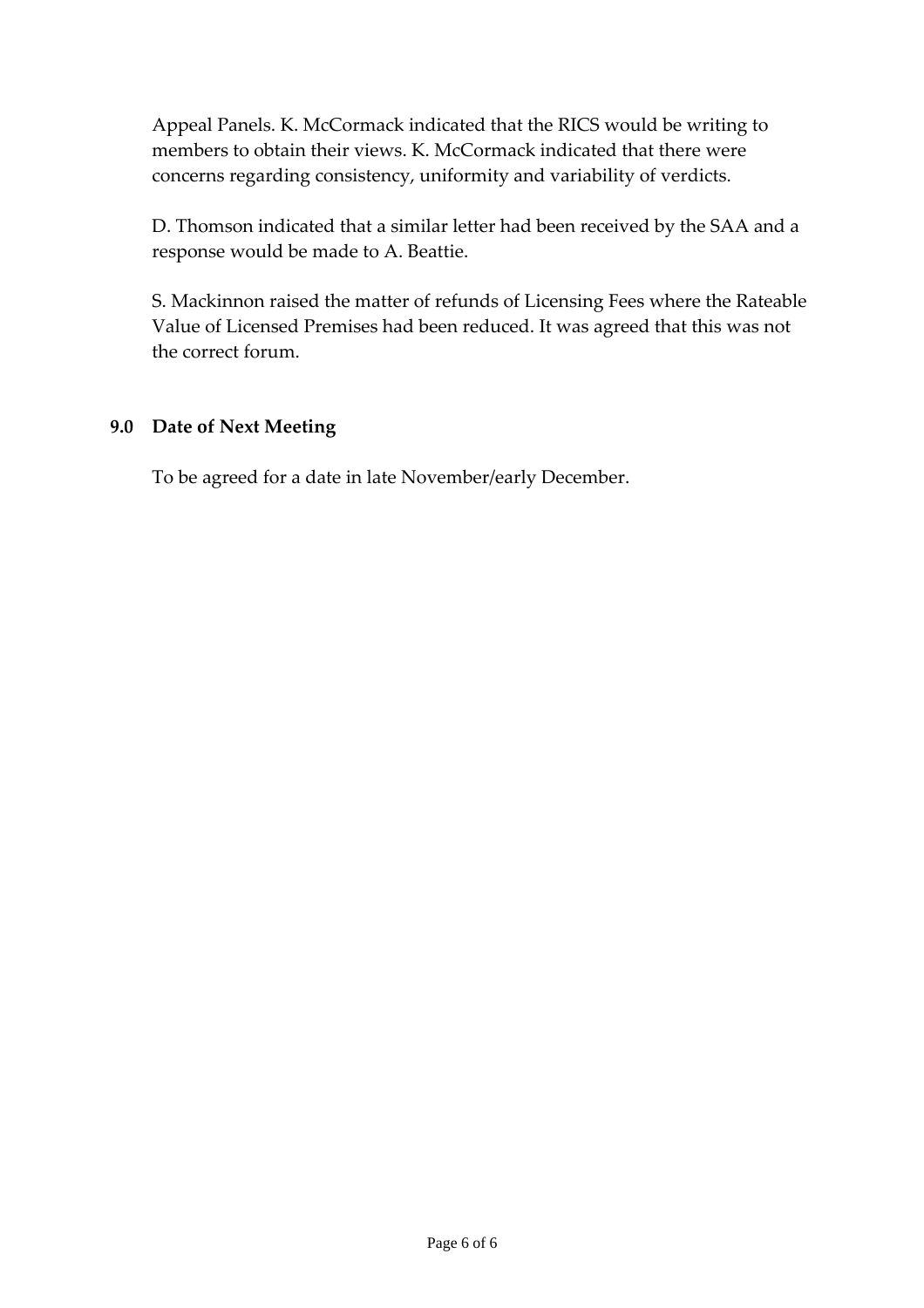Appeal Panels. K. McCormack indicated that the RICS would be writing to members to obtain their views. K. McCormack indicated that there were concerns regarding consistency, uniformity and variability of verdicts.

D. Thomson indicated that a similar letter had been received by the SAA and a response would be made to A. Beattie.

S. Mackinnon raised the matter of refunds of Licensing Fees where the Rateable Value of Licensed Premises had been reduced. It was agreed that this was not the correct forum.

## 9.0 Date of Next Meeting

To be agreed for a date in late November/early December.